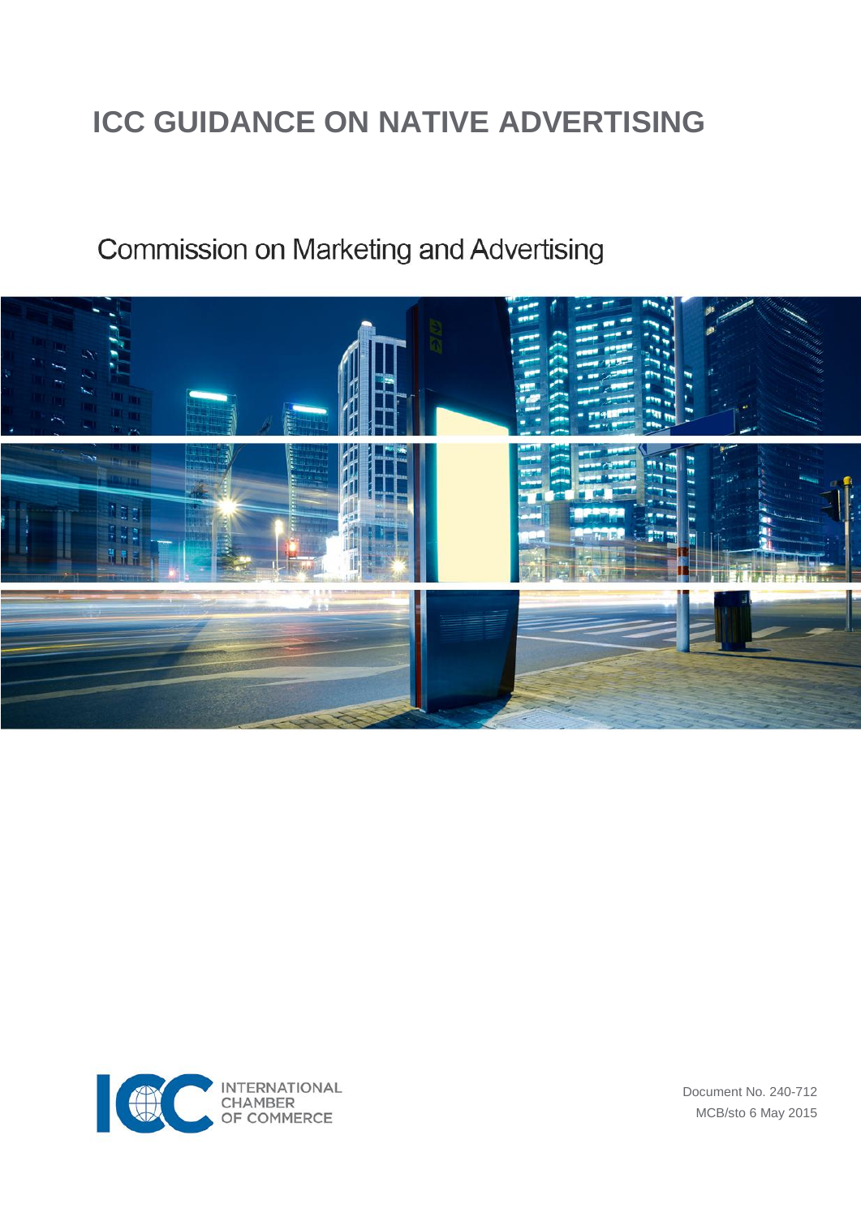# ICC GUIDANCE ON NATIVE ADVERTISING

## Commission on Marketing and Advertising

INTERNATIONAL CHAMBER OF COMMERCE

Document No. 240-712

MCB/sto 6 May 2015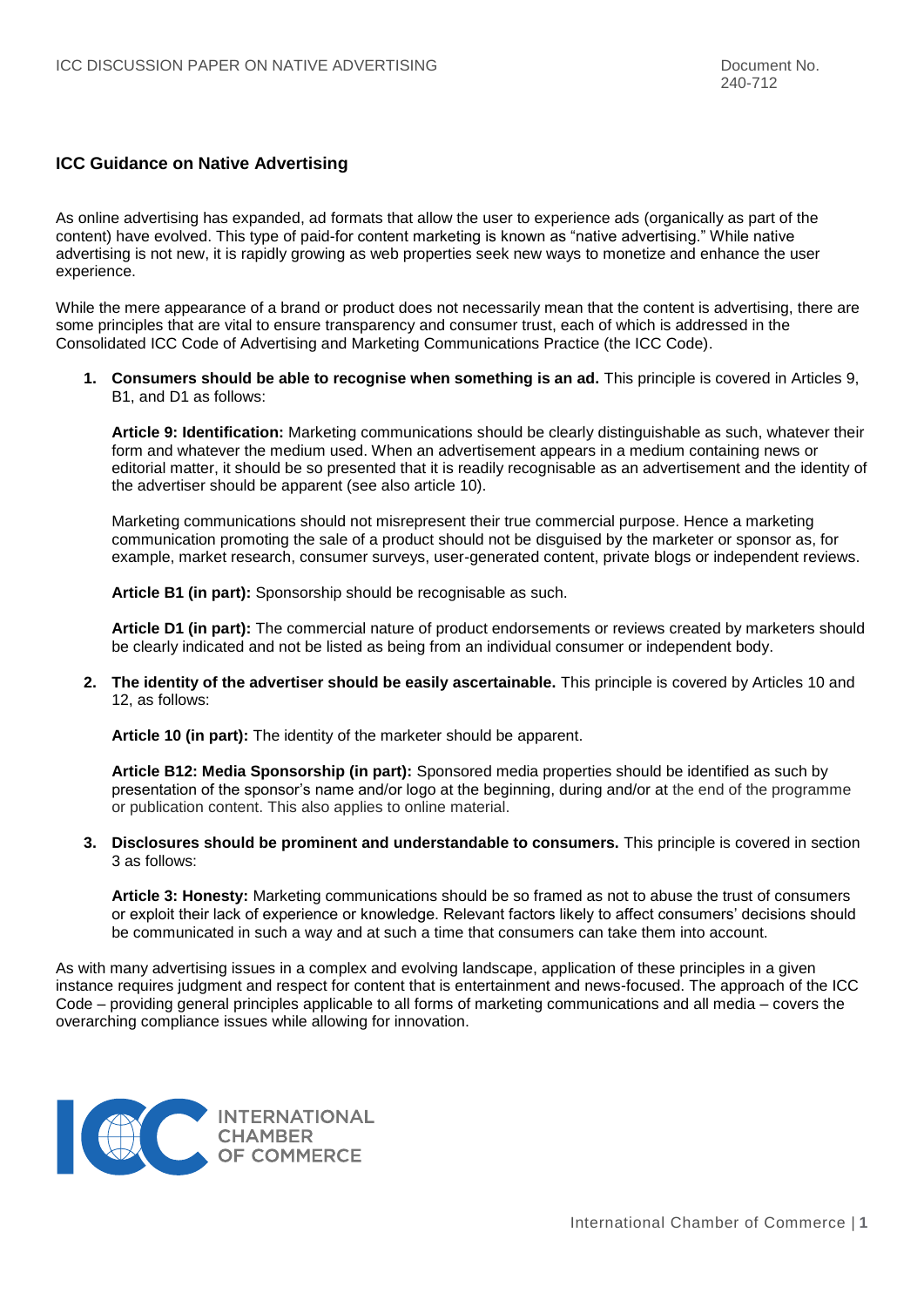## ICC Guidance on Native Advertising

As online advertising has expanded, ad formats that allow the user to experience ads (organically as part of the content) have evolved. This type of paid-for content marketing is known as "native advertising." While native advertising is not new, it is rapidly growing as web properties seek new ways to monetize and enhance the user experience.

While the mere appearance of a brand or product does not necessarily mean that the content is advertising, there are some principles that are vital to ensure transparency and consumer trust, each of which is addressed in the Consolidated ICC Code of Advertising and Marketing Communications Practice (the ICC Code).

1. **Consumers should be able to recognise when something is an ad.** This principle is covered in Articles 9, B1, and D1 as follows:

   **Article 9: Identification:** Marketing communications should be clearly distinguishable as such, whatever their form and whatever the medium used. When an advertisement appears in a medium containing news or editorial matter, it should be so presented that it is readily recognisable as an advertisement and the identity of the advertiser should be apparent (see also article 10).

   Marketing communications should not misrepresent their true commercial purpose. Hence a marketing communication promoting the sale of a product should not be disguised by the marketer or sponsor as, for example, market research, consumer surveys, user-generated content, private blogs or independent reviews.

   **Article B1 (in part):** Sponsorship should be recognisable as such.

   **Article D1 (in part):** The commercial nature of product endorsements or reviews created by marketers should be clearly indicated and not be listed as being from an individual consumer or independent body.

2. **The identity of the advertiser should be easily ascertainable.** This principle is covered by Articles 10 and 12, as follows:

   **Article 10 (in part):** The identity of the marketer should be apparent.

   **Article B12: Media Sponsorship (in part):** Sponsored media properties should be identified as such by presentation of the sponsor's name and/or logo at the beginning, during and/or at the end of the programme or publication content. This also applies to online material.

3. **Disclosures should be prominent and understandable to consumers.** This principle is covered in section 3 as follows:

   **Article 3: Honesty:** Marketing communications should be so framed as not to abuse the trust of consumers or exploit their lack of experience or knowledge. Relevant factors likely to affect consumers' decisions should be communicated in such a way and at such a time that consumers can take them into account.

As with many advertising issues in a complex and evolving landscape, application of these principles in a given instance requires judgment and respect for content that is entertainment and news-focused. The approach of the ICC Code – providing general principles applicable to all forms of marketing communications and all media – covers the overarching compliance issues while allowing for innovation.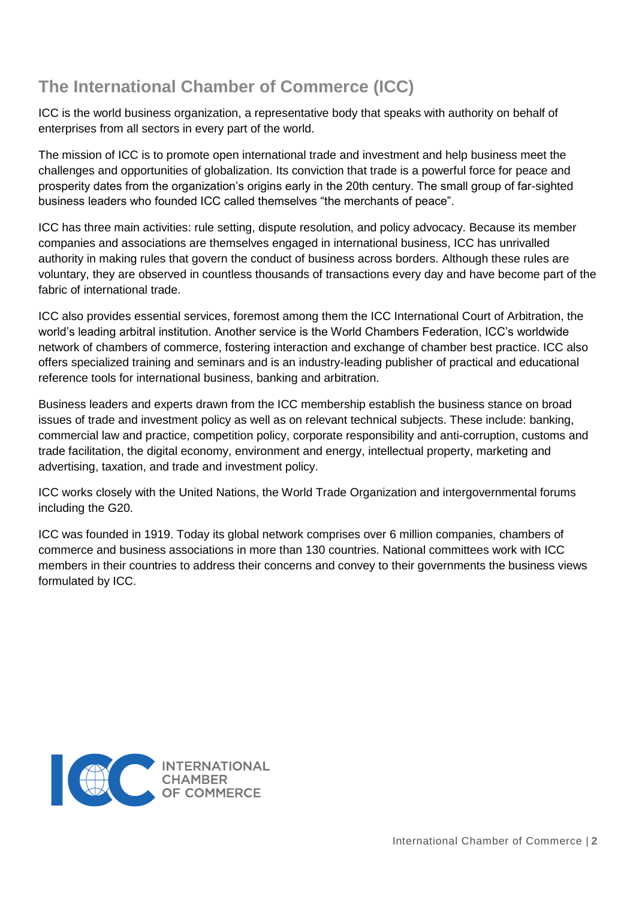## The International Chamber of Commerce (ICC)

ICC is the world business organization, a representative body that speaks with authority on behalf of enterprises from all sectors in every part of the world.

The mission of ICC is to promote open international trade and investment and help business meet the challenges and opportunities of globalization. Its conviction that trade is a powerful force for peace and prosperity dates from the organization's origins early in the 20th century. The small group of far-sighted business leaders who founded ICC called themselves "the merchants of peace".

ICC has three main activities: rule setting, dispute resolution, and policy advocacy. Because its member companies and associations are themselves engaged in international business, ICC has unrivalled authority in making rules that govern the conduct of business across borders. Although these rules are voluntary, they are observed in countless thousands of transactions every day and have become part of the fabric of international trade.

ICC also provides essential services, foremost among them the ICC International Court of Arbitration, the world's leading arbitral institution. Another service is the World Chambers Federation, ICC's worldwide network of chambers of commerce, fostering interaction and exchange of chamber best practice. ICC also offers specialized training and seminars and is an industry-leading publisher of practical and educational reference tools for international business, banking and arbitration.

Business leaders and experts drawn from the ICC membership establish the business stance on broad issues of trade and investment policy as well as on relevant technical subjects. These include: banking, commercial law and practice, competition policy, corporate responsibility and anti-corruption, customs and trade facilitation, the digital economy, environment and energy, intellectual property, marketing and advertising, taxation, and trade and investment policy.

ICC works closely with the United Nations, the World Trade Organization and intergovernmental forums including the G20.

ICC was founded in 1919. Today its global network comprises over 6 million companies, chambers of commerce and business associations in more than 130 countries. National committees work with ICC members in their countries to address their concerns and convey to their governments the business views formulated by ICC.

ICC INTERNATIONAL CHAMBER OF COMMERCE